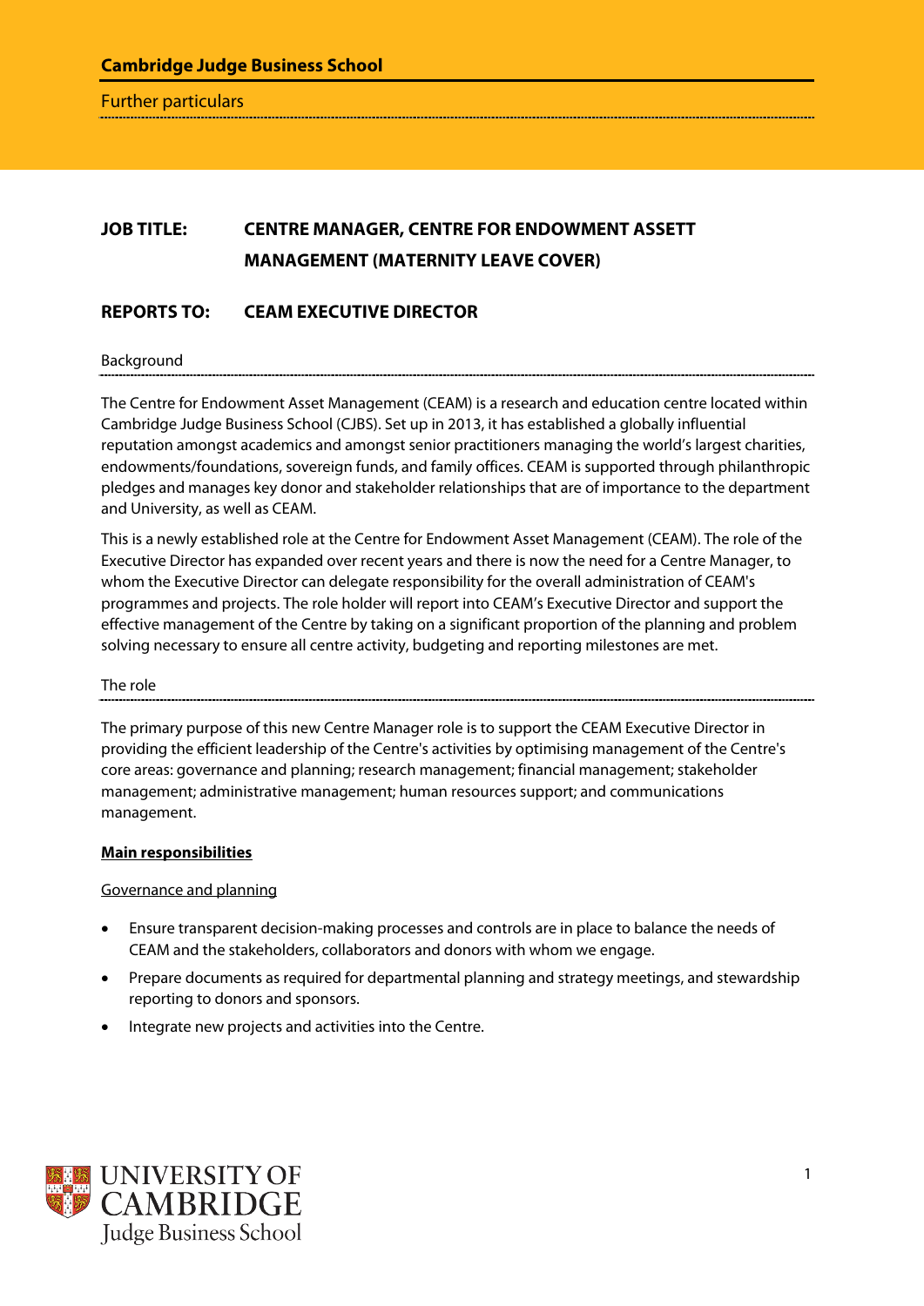**Cambridge Judge Business School**

Further particulars

**JOB TITLE:** **CENTRE MANAGER, CENTRE FOR ENDOWMENT ASSETT MANAGEMENT (MATERNITY LEAVE COVER)**

**REPORTS TO:** **CEAM EXECUTIVE DIRECTOR**

## Background

The Centre for Endowment Asset Management (CEAM) is a research and education centre located within Cambridge Judge Business School (CJBS). Set up in 2013, it has established a globally influential reputation amongst academics and amongst senior practitioners managing the world's largest charities, endowments/foundations, sovereign funds, and family offices. CEAM is supported through philanthropic pledges and manages key donor and stakeholder relationships that are of importance to the department and University, as well as CEAM.

This is a newly established role at the Centre for Endowment Asset Management (CEAM). The role of the Executive Director has expanded over recent years and there is now the need for a Centre Manager, to whom the Executive Director can delegate responsibility for the overall administration of CEAM's programmes and projects. The role holder will report into CEAM's Executive Director and support the effective management of the Centre by taking on a significant proportion of the planning and problem solving necessary to ensure all centre activity, budgeting and reporting milestones are met.

## The role

The primary purpose of this new Centre Manager role is to support the CEAM Executive Director in providing the efficient leadership of the Centre's activities by optimising management of the Centre's core areas: governance and planning; research management; financial management; stakeholder management; administrative management; human resources support; and communications management.

### Main responsibilities

#### Governance and planning

- Ensure transparent decision-making processes and controls are in place to balance the needs of CEAM and the stakeholders, collaborators and donors with whom we engage.
- Prepare documents as required for departmental planning and strategy meetings, and stewardship reporting to donors and sponsors.
- Integrate new projects and activities into the Centre.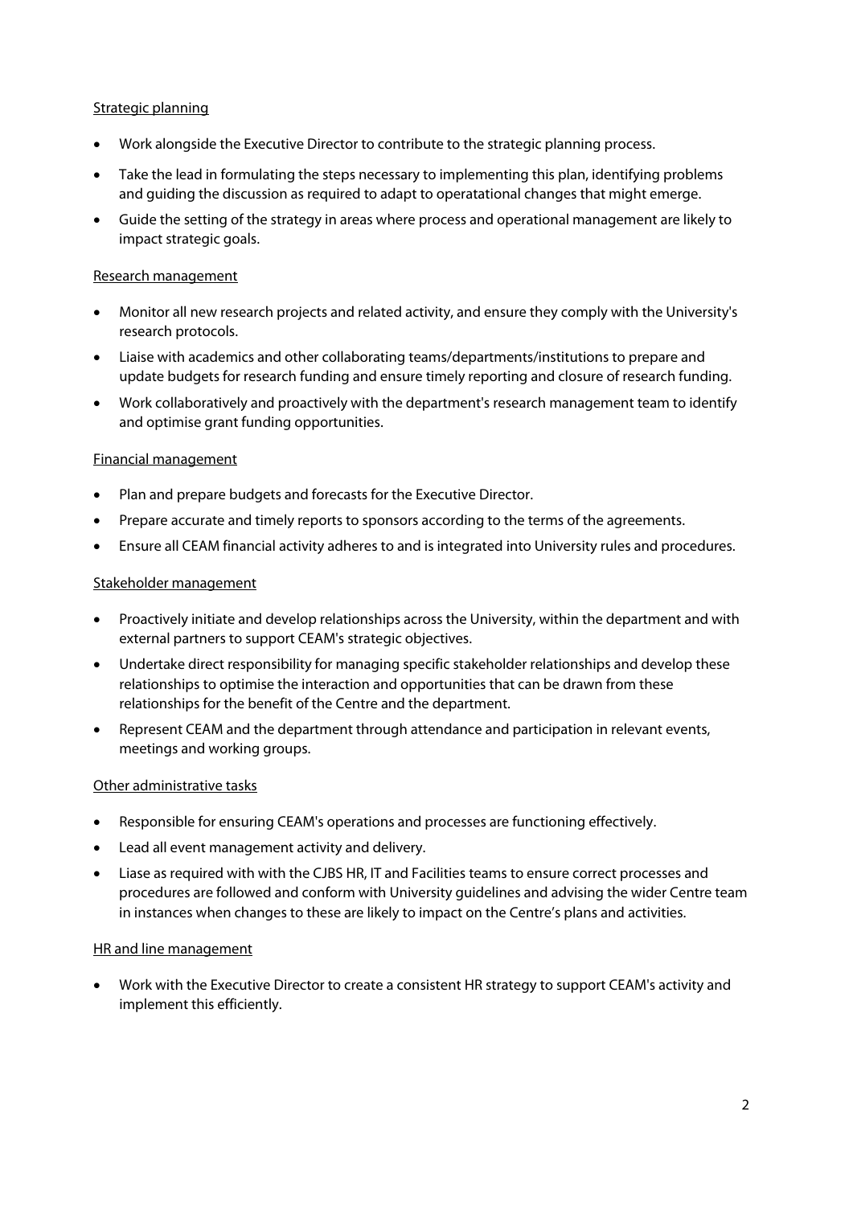Strategic planning

- Work alongside the Executive Director to contribute to the strategic planning process.
- Take the lead in formulating the steps necessary to implementing this plan, identifying problems and guiding the discussion as required to adapt to operatational changes that might emerge.
- Guide the setting of the strategy in areas where process and operational management are likely to impact strategic goals.

Research management

- Monitor all new research projects and related activity, and ensure they comply with the University's research protocols.
- Liaise with academics and other collaborating teams/departments/institutions to prepare and update budgets for research funding and ensure timely reporting and closure of research funding.
- Work collaboratively and proactively with the department's research management team to identify and optimise grant funding opportunities.

Financial management

- Plan and prepare budgets and forecasts for the Executive Director.
- Prepare accurate and timely reports to sponsors according to the terms of the agreements.
- Ensure all CEAM financial activity adheres to and is integrated into University rules and procedures.

Stakeholder management

- Proactively initiate and develop relationships across the University, within the department and with external partners to support CEAM's strategic objectives.
- Undertake direct responsibility for managing specific stakeholder relationships and develop these relationships to optimise the interaction and opportunities that can be drawn from these relationships for the benefit of the Centre and the department.
- Represent CEAM and the department through attendance and participation in relevant events, meetings and working groups.

Other administrative tasks

- Responsible for ensuring CEAM's operations and processes are functioning effectively.
- Lead all event management activity and delivery.
- Liase as required with with the CJBS HR, IT and Facilities teams to ensure correct processes and procedures are followed and conform with University guidelines and advising the wider Centre team in instances when changes to these are likely to impact on the Centre's plans and activities.

HR and line management

- Work with the Executive Director to create a consistent HR strategy to support CEAM's activity and implement this efficiently.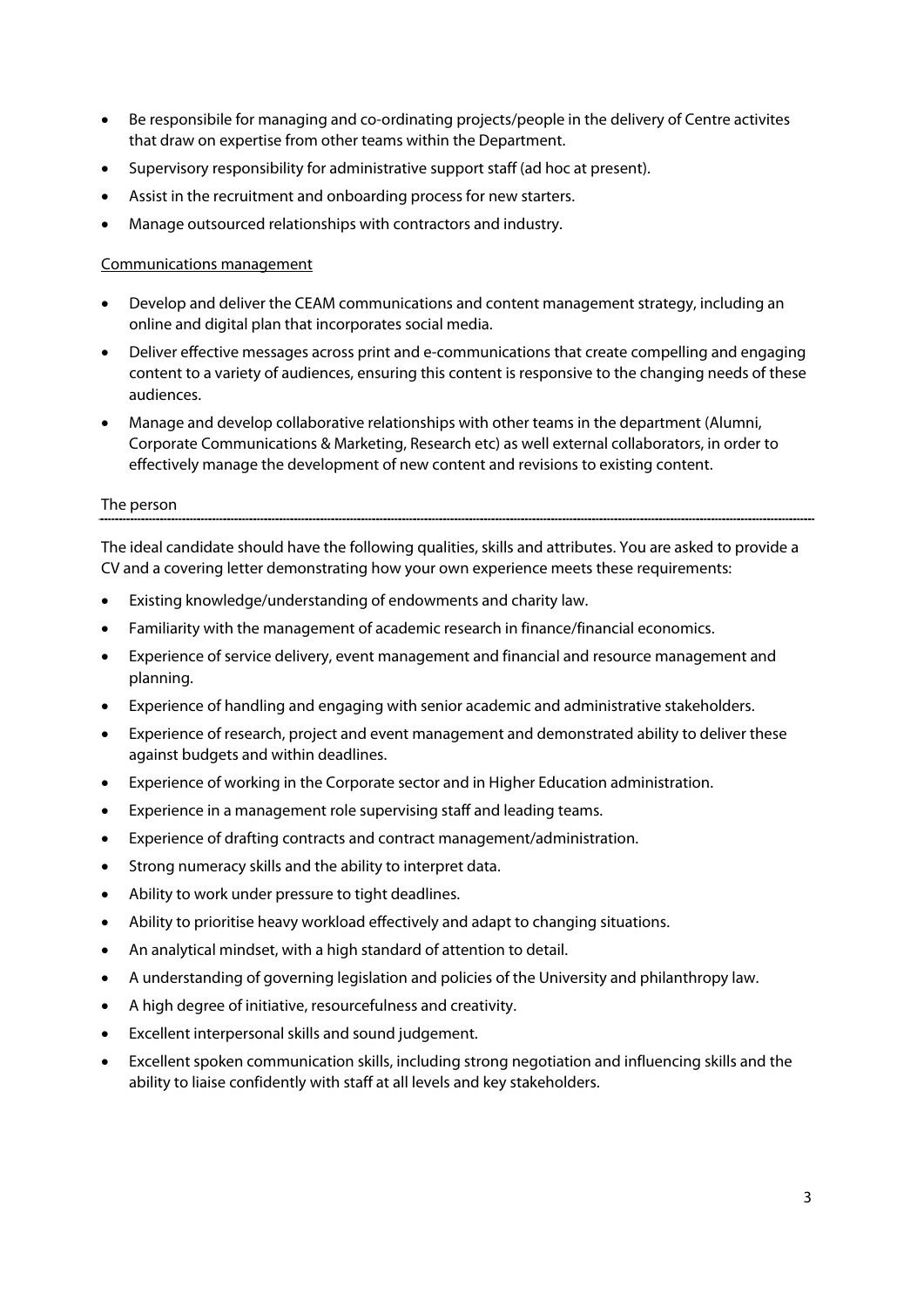- Be responsibile for managing and co-ordinating projects/people in the delivery of Centre activites that draw on expertise from other teams within the Department.
- Supervisory responsibility for administrative support staff (ad hoc at present).
- Assist in the recruitment and onboarding process for new starters.
- Manage outsourced relationships with contractors and industry.

Communications management

- Develop and deliver the CEAM communications and content management strategy, including an online and digital plan that incorporates social media.
- Deliver effective messages across print and e-communications that create compelling and engaging content to a variety of audiences, ensuring this content is responsive to the changing needs of these audiences.
- Manage and develop collaborative relationships with other teams in the department (Alumni, Corporate Communications & Marketing, Research etc) as well external collaborators, in order to effectively manage the development of new content and revisions to existing content.

## The person

The ideal candidate should have the following qualities, skills and attributes. You are asked to provide a CV and a covering letter demonstrating how your own experience meets these requirements:

- Existing knowledge/understanding of endowments and charity law.
- Familiarity with the management of academic research in finance/financial economics.
- Experience of service delivery, event management and financial and resource management and planning.
- Experience of handling and engaging with senior academic and administrative stakeholders.
- Experience of research, project and event management and demonstrated ability to deliver these against budgets and within deadlines.
- Experience of working in the Corporate sector and in Higher Education administration.
- Experience in a management role supervising staff and leading teams.
- Experience of drafting contracts and contract management/administration.
- Strong numeracy skills and the ability to interpret data.
- Ability to work under pressure to tight deadlines.
- Ability to prioritise heavy workload effectively and adapt to changing situations.
- An analytical mindset, with a high standard of attention to detail.
- A understanding of governing legislation and policies of the University and philanthropy law.
- A high degree of initiative, resourcefulness and creativity.
- Excellent interpersonal skills and sound judgement.
- Excellent spoken communication skills, including strong negotiation and influencing skills and the ability to liaise confidently with staff at all levels and key stakeholders.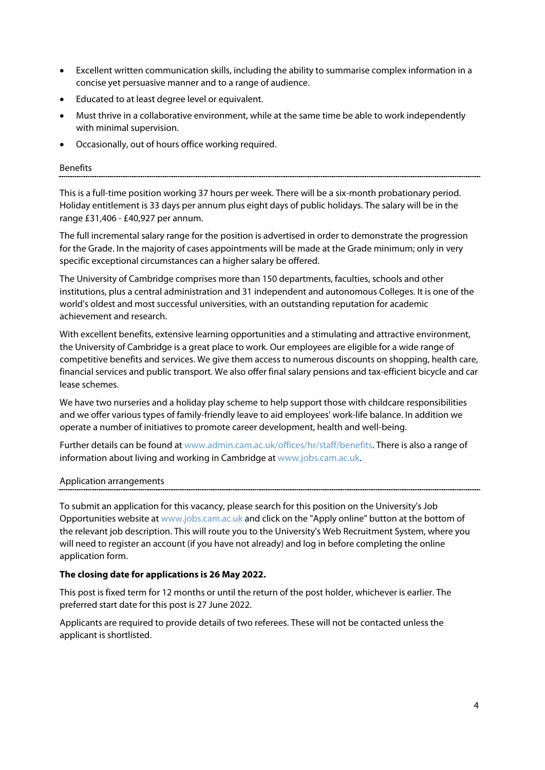- Excellent written communication skills, including the ability to summarise complex information in a concise yet persuasive manner and to a range of audience.
- Educated to at least degree level or equivalent.
- Must thrive in a collaborative environment, while at the same time be able to work independently with minimal supervision.
- Occasionally, out of hours office working required.

## Benefits

This is a full-time position working 37 hours per week. There will be a six-month probationary period. Holiday entitlement is 33 days per annum plus eight days of public holidays. The salary will be in the range £31,406 - £40,927 per annum.

The full incremental salary range for the position is advertised in order to demonstrate the progression for the Grade. In the majority of cases appointments will be made at the Grade minimum; only in very specific exceptional circumstances can a higher salary be offered.

The University of Cambridge comprises more than 150 departments, faculties, schools and other institutions, plus a central administration and 31 independent and autonomous Colleges. It is one of the world's oldest and most successful universities, with an outstanding reputation for academic achievement and research.

With excellent benefits, extensive learning opportunities and a stimulating and attractive environment, the University of Cambridge is a great place to work. Our employees are eligible for a wide range of competitive benefits and services. We give them access to numerous discounts on shopping, health care, financial services and public transport. We also offer final salary pensions and tax-efficient bicycle and car lease schemes.

We have two nurseries and a holiday play scheme to help support those with childcare responsibilities and we offer various types of family-friendly leave to aid employees' work-life balance. In addition we operate a number of initiatives to promote career development, health and well-being.

Further details can be found at www.admin.cam.ac.uk/offices/hr/staff/benefits. There is also a range of information about living and working in Cambridge at www.jobs.cam.ac.uk.

## Application arrangements

To submit an application for this vacancy, please search for this position on the University's Job Opportunities website at www.jobs.cam.ac.uk and click on the "Apply online" button at the bottom of the relevant job description. This will route you to the University's Web Recruitment System, where you will need to register an account (if you have not already) and log in before completing the online application form.

**The closing date for applications is 26 May 2022.**

This post is fixed term for 12 months or until the return of the post holder, whichever is earlier. The preferred start date for this post is 27 June 2022.

Applicants are required to provide details of two referees. These will not be contacted unless the applicant is shortlisted.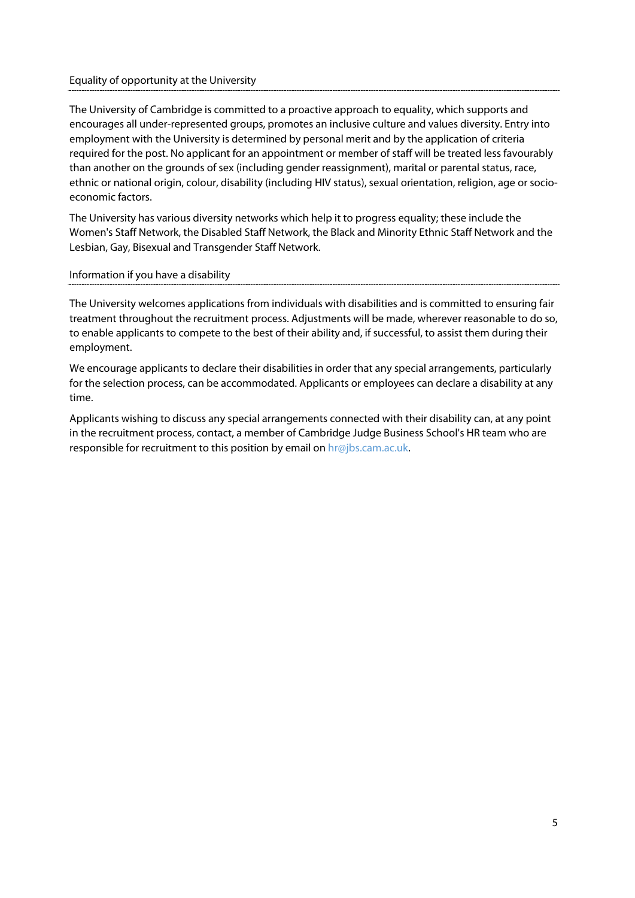## Equality of opportunity at the University

The University of Cambridge is committed to a proactive approach to equality, which supports and encourages all under-represented groups, promotes an inclusive culture and values diversity. Entry into employment with the University is determined by personal merit and by the application of criteria required for the post. No applicant for an appointment or member of staff will be treated less favourably than another on the grounds of sex (including gender reassignment), marital or parental status, race, ethnic or national origin, colour, disability (including HIV status), sexual orientation, religion, age or socio-economic factors.

The University has various diversity networks which help it to progress equality; these include the Women's Staff Network, the Disabled Staff Network, the Black and Minority Ethnic Staff Network and the Lesbian, Gay, Bisexual and Transgender Staff Network.

## Information if you have a disability

The University welcomes applications from individuals with disabilities and is committed to ensuring fair treatment throughout the recruitment process. Adjustments will be made, wherever reasonable to do so, to enable applicants to compete to the best of their ability and, if successful, to assist them during their employment.

We encourage applicants to declare their disabilities in order that any special arrangements, particularly for the selection process, can be accommodated. Applicants or employees can declare a disability at any time.

Applicants wishing to discuss any special arrangements connected with their disability can, at any point in the recruitment process, contact, a member of Cambridge Judge Business School's HR team who are responsible for recruitment to this position by email on hr@jbs.cam.ac.uk.